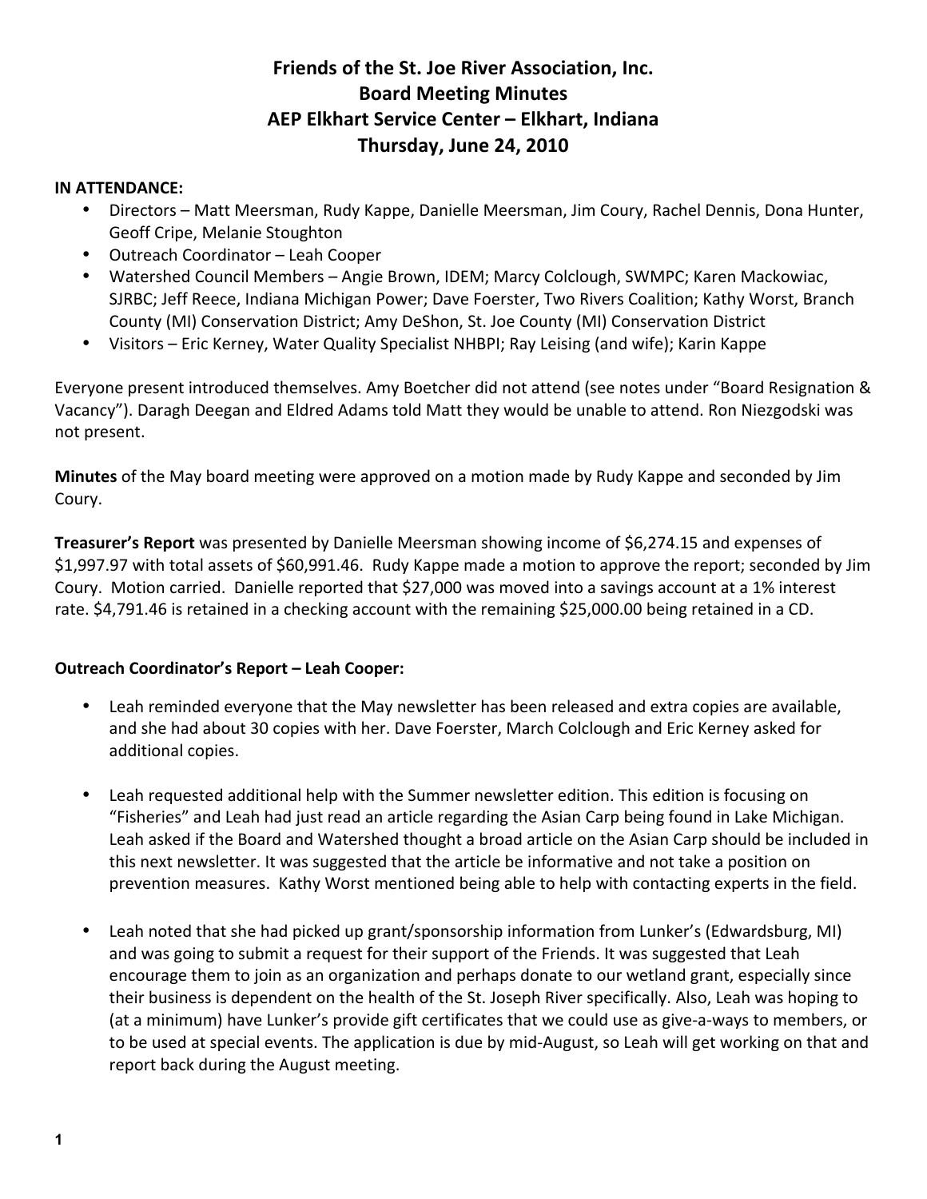# Friends of the St. Joe River Association, Inc.
# Board Meeting Minutes
# AEP Elkhart Service Center – Elkhart, Indiana
# Thursday, June 24, 2010

**IN ATTENDANCE:**

- Directors – Matt Meersman, Rudy Kappe, Danielle Meersman, Jim Coury, Rachel Dennis, Dona Hunter, Geoff Cripe, Melanie Stoughton
- Outreach Coordinator – Leah Cooper
- Watershed Council Members – Angie Brown, IDEM; Marcy Colclough, SWMPC; Karen Mackowiac, SJRBC; Jeff Reece, Indiana Michigan Power; Dave Foerster, Two Rivers Coalition; Kathy Worst, Branch County (MI) Conservation District; Amy DeShon, St. Joe County (MI) Conservation District
- Visitors – Eric Kerney, Water Quality Specialist NHBPI; Ray Leising (and wife); Karin Kappe

Everyone present introduced themselves. Amy Boetcher did not attend (see notes under "Board Resignation & Vacancy"). Daragh Deegan and Eldred Adams told Matt they would be unable to attend. Ron Niezgodski was not present.

**Minutes** of the May board meeting were approved on a motion made by Rudy Kappe and seconded by Jim Coury.

**Treasurer's Report** was presented by Danielle Meersman showing income of $6,274.15 and expenses of $1,997.97 with total assets of $60,991.46. Rudy Kappe made a motion to approve the report; seconded by Jim Coury. Motion carried. Danielle reported that $27,000 was moved into a savings account at a 1% interest rate. $4,791.46 is retained in a checking account with the remaining $25,000.00 being retained in a CD.

**Outreach Coordinator's Report – Leah Cooper:**

- Leah reminded everyone that the May newsletter has been released and extra copies are available, and she had about 30 copies with her. Dave Foerster, March Colclough and Eric Kerney asked for additional copies.

- Leah requested additional help with the Summer newsletter edition. This edition is focusing on "Fisheries" and Leah had just read an article regarding the Asian Carp being found in Lake Michigan. Leah asked if the Board and Watershed thought a broad article on the Asian Carp should be included in this next newsletter. It was suggested that the article be informative and not take a position on prevention measures. Kathy Worst mentioned being able to help with contacting experts in the field.

- Leah noted that she had picked up grant/sponsorship information from Lunker's (Edwardsburg, MI) and was going to submit a request for their support of the Friends. It was suggested that Leah encourage them to join as an organization and perhaps donate to our wetland grant, especially since their business is dependent on the health of the St. Joseph River specifically. Also, Leah was hoping to (at a minimum) have Lunker's provide gift certificates that we could use as give-a-ways to members, or to be used at special events. The application is due by mid-August, so Leah will get working on that and report back during the August meeting.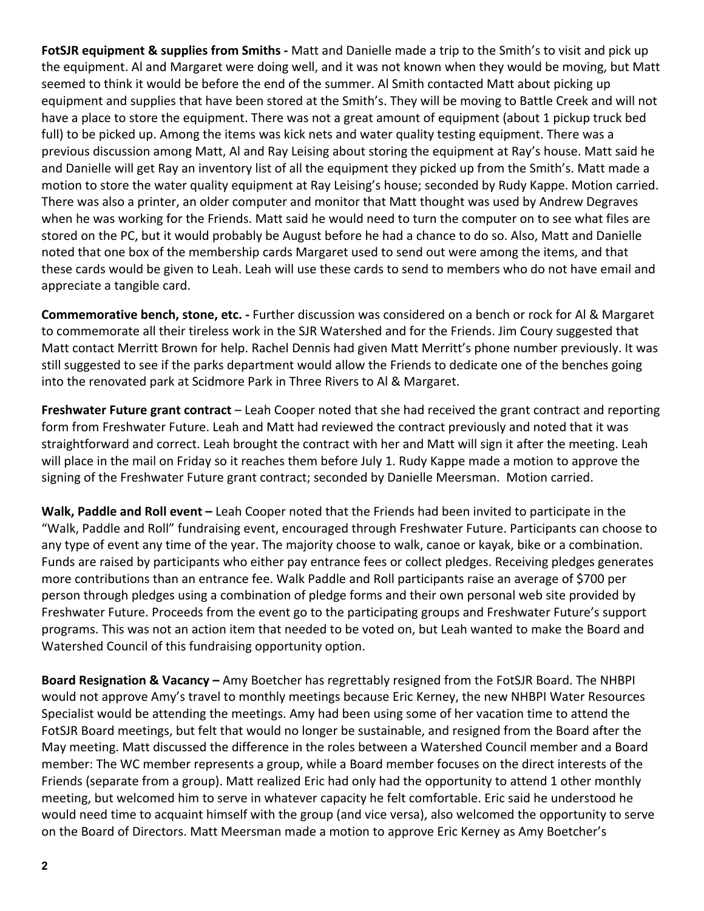**FotSJR equipment & supplies from Smiths -** Matt and Danielle made a trip to the Smith's to visit and pick up the equipment. Al and Margaret were doing well, and it was not known when they would be moving, but Matt seemed to think it would be before the end of the summer. Al Smith contacted Matt about picking up equipment and supplies that have been stored at the Smith's. They will be moving to Battle Creek and will not have a place to store the equipment. There was not a great amount of equipment (about 1 pickup truck bed full) to be picked up. Among the items was kick nets and water quality testing equipment. There was a previous discussion among Matt, Al and Ray Leising about storing the equipment at Ray's house. Matt said he and Danielle will get Ray an inventory list of all the equipment they picked up from the Smith's. Matt made a motion to store the water quality equipment at Ray Leising's house; seconded by Rudy Kappe. Motion carried. There was also a printer, an older computer and monitor that Matt thought was used by Andrew Degraves when he was working for the Friends. Matt said he would need to turn the computer on to see what files are stored on the PC, but it would probably be August before he had a chance to do so. Also, Matt and Danielle noted that one box of the membership cards Margaret used to send out were among the items, and that these cards would be given to Leah. Leah will use these cards to send to members who do not have email and appreciate a tangible card.

**Commemorative bench, stone, etc. -** Further discussion was considered on a bench or rock for Al & Margaret to commemorate all their tireless work in the SJR Watershed and for the Friends. Jim Coury suggested that Matt contact Merritt Brown for help. Rachel Dennis had given Matt Merritt's phone number previously. It was still suggested to see if the parks department would allow the Friends to dedicate one of the benches going into the renovated park at Scidmore Park in Three Rivers to Al & Margaret.

**Freshwater Future grant contract** – Leah Cooper noted that she had received the grant contract and reporting form from Freshwater Future. Leah and Matt had reviewed the contract previously and noted that it was straightforward and correct. Leah brought the contract with her and Matt will sign it after the meeting. Leah will place in the mail on Friday so it reaches them before July 1. Rudy Kappe made a motion to approve the signing of the Freshwater Future grant contract; seconded by Danielle Meersman. Motion carried.

**Walk, Paddle and Roll event –** Leah Cooper noted that the Friends had been invited to participate in the "Walk, Paddle and Roll" fundraising event, encouraged through Freshwater Future. Participants can choose to any type of event any time of the year. The majority choose to walk, canoe or kayak, bike or a combination. Funds are raised by participants who either pay entrance fees or collect pledges. Receiving pledges generates more contributions than an entrance fee. Walk Paddle and Roll participants raise an average of $700 per person through pledges using a combination of pledge forms and their own personal web site provided by Freshwater Future. Proceeds from the event go to the participating groups and Freshwater Future's support programs. This was not an action item that needed to be voted on, but Leah wanted to make the Board and Watershed Council of this fundraising opportunity option.

**Board Resignation & Vacancy –** Amy Boetcher has regrettably resigned from the FotSJR Board. The NHBPI would not approve Amy's travel to monthly meetings because Eric Kerney, the new NHBPI Water Resources Specialist would be attending the meetings. Amy had been using some of her vacation time to attend the FotSJR Board meetings, but felt that would no longer be sustainable, and resigned from the Board after the May meeting. Matt discussed the difference in the roles between a Watershed Council member and a Board member: The WC member represents a group, while a Board member focuses on the direct interests of the Friends (separate from a group). Matt realized Eric had only had the opportunity to attend 1 other monthly meeting, but welcomed him to serve in whatever capacity he felt comfortable. Eric said he understood he would need time to acquaint himself with the group (and vice versa), also welcomed the opportunity to serve on the Board of Directors. Matt Meersman made a motion to approve Eric Kerney as Amy Boetcher's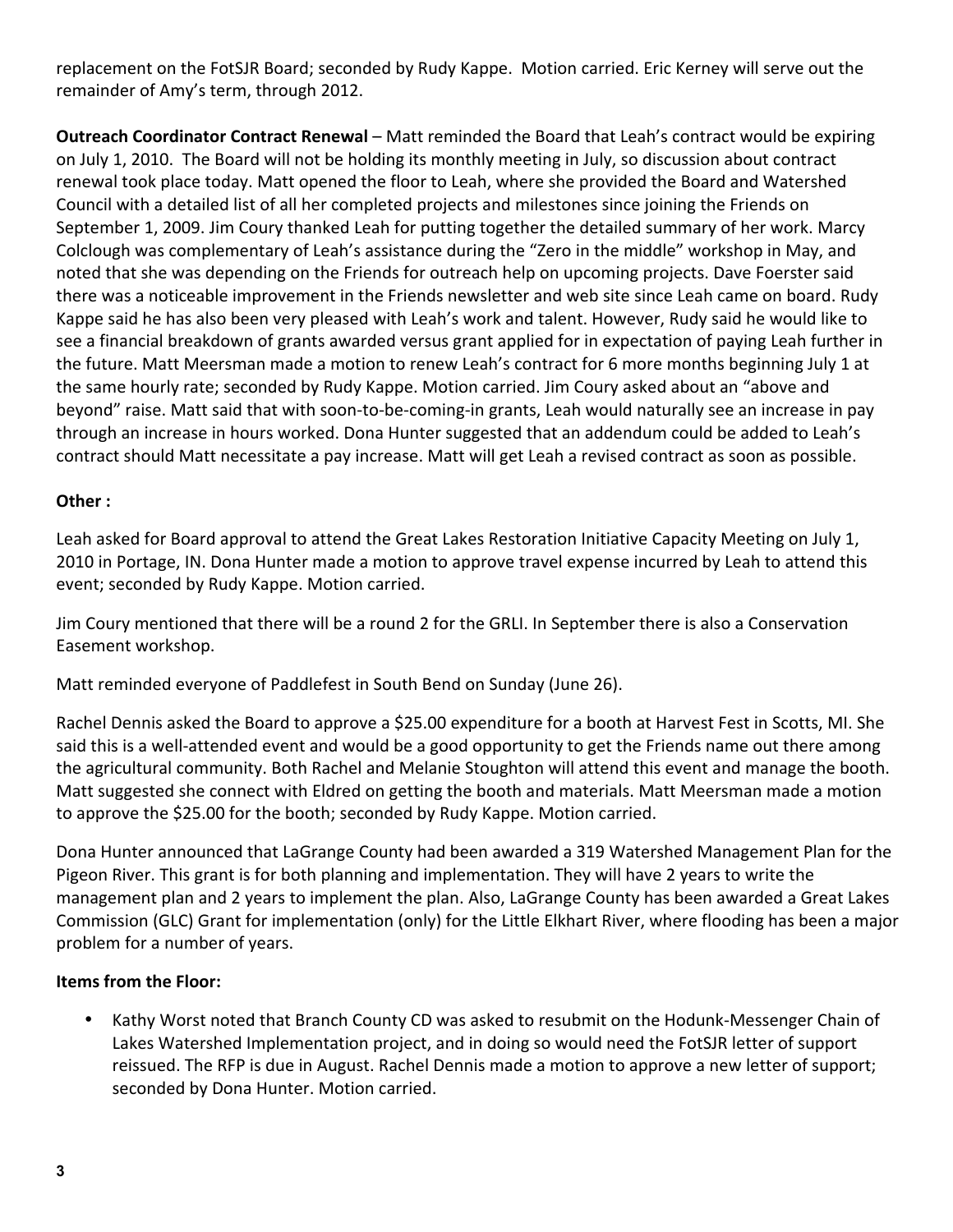replacement on the FotSJR Board; seconded by Rudy Kappe. Motion carried. Eric Kerney will serve out the remainder of Amy's term, through 2012.

**Outreach Coordinator Contract Renewal** – Matt reminded the Board that Leah's contract would be expiring on July 1, 2010. The Board will not be holding its monthly meeting in July, so discussion about contract renewal took place today. Matt opened the floor to Leah, where she provided the Board and Watershed Council with a detailed list of all her completed projects and milestones since joining the Friends on September 1, 2009. Jim Coury thanked Leah for putting together the detailed summary of her work. Marcy Colclough was complementary of Leah's assistance during the "Zero in the middle" workshop in May, and noted that she was depending on the Friends for outreach help on upcoming projects. Dave Foerster said there was a noticeable improvement in the Friends newsletter and web site since Leah came on board. Rudy Kappe said he has also been very pleased with Leah's work and talent. However, Rudy said he would like to see a financial breakdown of grants awarded versus grant applied for in expectation of paying Leah further in the future. Matt Meersman made a motion to renew Leah's contract for 6 more months beginning July 1 at the same hourly rate; seconded by Rudy Kappe. Motion carried. Jim Coury asked about an "above and beyond" raise. Matt said that with soon-to-be-coming-in grants, Leah would naturally see an increase in pay through an increase in hours worked. Dona Hunter suggested that an addendum could be added to Leah's contract should Matt necessitate a pay increase. Matt will get Leah a revised contract as soon as possible.

**Other :**

Leah asked for Board approval to attend the Great Lakes Restoration Initiative Capacity Meeting on July 1, 2010 in Portage, IN. Dona Hunter made a motion to approve travel expense incurred by Leah to attend this event; seconded by Rudy Kappe. Motion carried.

Jim Coury mentioned that there will be a round 2 for the GRLI. In September there is also a Conservation Easement workshop.

Matt reminded everyone of Paddlefest in South Bend on Sunday (June 26).

Rachel Dennis asked the Board to approve a $25.00 expenditure for a booth at Harvest Fest in Scotts, MI. She said this is a well-attended event and would be a good opportunity to get the Friends name out there among the agricultural community. Both Rachel and Melanie Stoughton will attend this event and manage the booth. Matt suggested she connect with Eldred on getting the booth and materials. Matt Meersman made a motion to approve the $25.00 for the booth; seconded by Rudy Kappe. Motion carried.

Dona Hunter announced that LaGrange County had been awarded a 319 Watershed Management Plan for the Pigeon River. This grant is for both planning and implementation. They will have 2 years to write the management plan and 2 years to implement the plan. Also, LaGrange County has been awarded a Great Lakes Commission (GLC) Grant for implementation (only) for the Little Elkhart River, where flooding has been a major problem for a number of years.

**Items from the Floor:**

- Kathy Worst noted that Branch County CD was asked to resubmit on the Hodunk-Messenger Chain of Lakes Watershed Implementation project, and in doing so would need the FotSJR letter of support reissued. The RFP is due in August. Rachel Dennis made a motion to approve a new letter of support; seconded by Dona Hunter. Motion carried.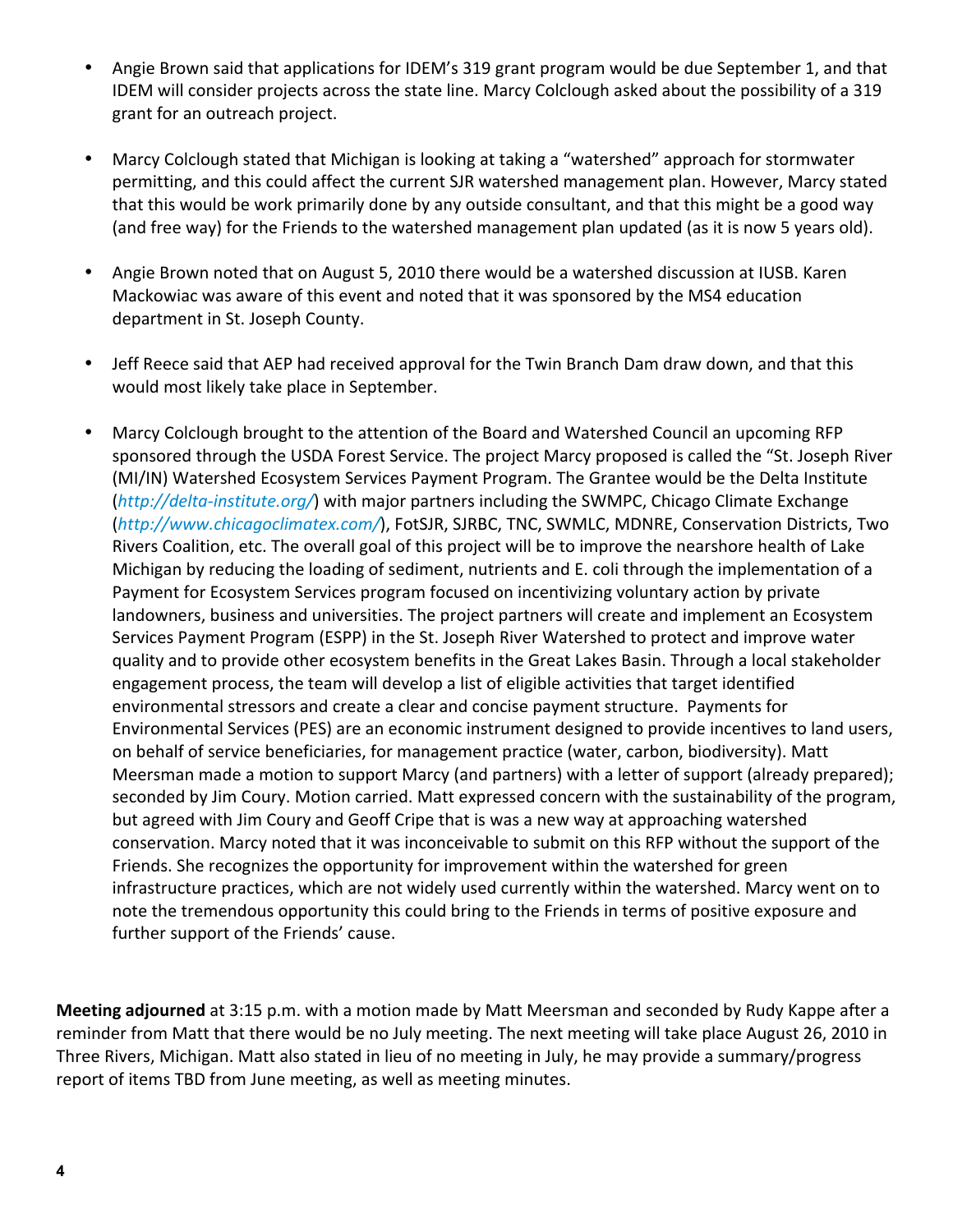- Angie Brown said that applications for IDEM's 319 grant program would be due September 1, and that IDEM will consider projects across the state line. Marcy Colclough asked about the possibility of a 319 grant for an outreach project.

- Marcy Colclough stated that Michigan is looking at taking a "watershed" approach for stormwater permitting, and this could affect the current SJR watershed management plan. However, Marcy stated that this would be work primarily done by any outside consultant, and that this might be a good way (and free way) for the Friends to the watershed management plan updated (as it is now 5 years old).

- Angie Brown noted that on August 5, 2010 there would be a watershed discussion at IUSB. Karen Mackowiac was aware of this event and noted that it was sponsored by the MS4 education department in St. Joseph County.

- Jeff Reece said that AEP had received approval for the Twin Branch Dam draw down, and that this would most likely take place in September.

- Marcy Colclough brought to the attention of the Board and Watershed Council an upcoming RFP sponsored through the USDA Forest Service. The project Marcy proposed is called the "St. Joseph River (MI/IN) Watershed Ecosystem Services Payment Program. The Grantee would be the Delta Institute (*http://delta-institute.org/*) with major partners including the SWMPC, Chicago Climate Exchange (*http://www.chicagoclimatex.com/*), FotSJR, SJRBC, TNC, SWMLC, MDNRE, Conservation Districts, Two Rivers Coalition, etc. The overall goal of this project will be to improve the nearshore health of Lake Michigan by reducing the loading of sediment, nutrients and E. coli through the implementation of a Payment for Ecosystem Services program focused on incentivizing voluntary action by private landowners, business and universities. The project partners will create and implement an Ecosystem Services Payment Program (ESPP) in the St. Joseph River Watershed to protect and improve water quality and to provide other ecosystem benefits in the Great Lakes Basin. Through a local stakeholder engagement process, the team will develop a list of eligible activities that target identified environmental stressors and create a clear and concise payment structure. Payments for Environmental Services (PES) are an economic instrument designed to provide incentives to land users, on behalf of service beneficiaries, for management practice (water, carbon, biodiversity). Matt Meersman made a motion to support Marcy (and partners) with a letter of support (already prepared); seconded by Jim Coury. Motion carried. Matt expressed concern with the sustainability of the program, but agreed with Jim Coury and Geoff Cripe that is was a new way at approaching watershed conservation. Marcy noted that it was inconceivable to submit on this RFP without the support of the Friends. She recognizes the opportunity for improvement within the watershed for green infrastructure practices, which are not widely used currently within the watershed. Marcy went on to note the tremendous opportunity this could bring to the Friends in terms of positive exposure and further support of the Friends' cause.

**Meeting adjourned** at 3:15 p.m. with a motion made by Matt Meersman and seconded by Rudy Kappe after a reminder from Matt that there would be no July meeting. The next meeting will take place August 26, 2010 in Three Rivers, Michigan. Matt also stated in lieu of no meeting in July, he may provide a summary/progress report of items TBD from June meeting, as well as meeting minutes.